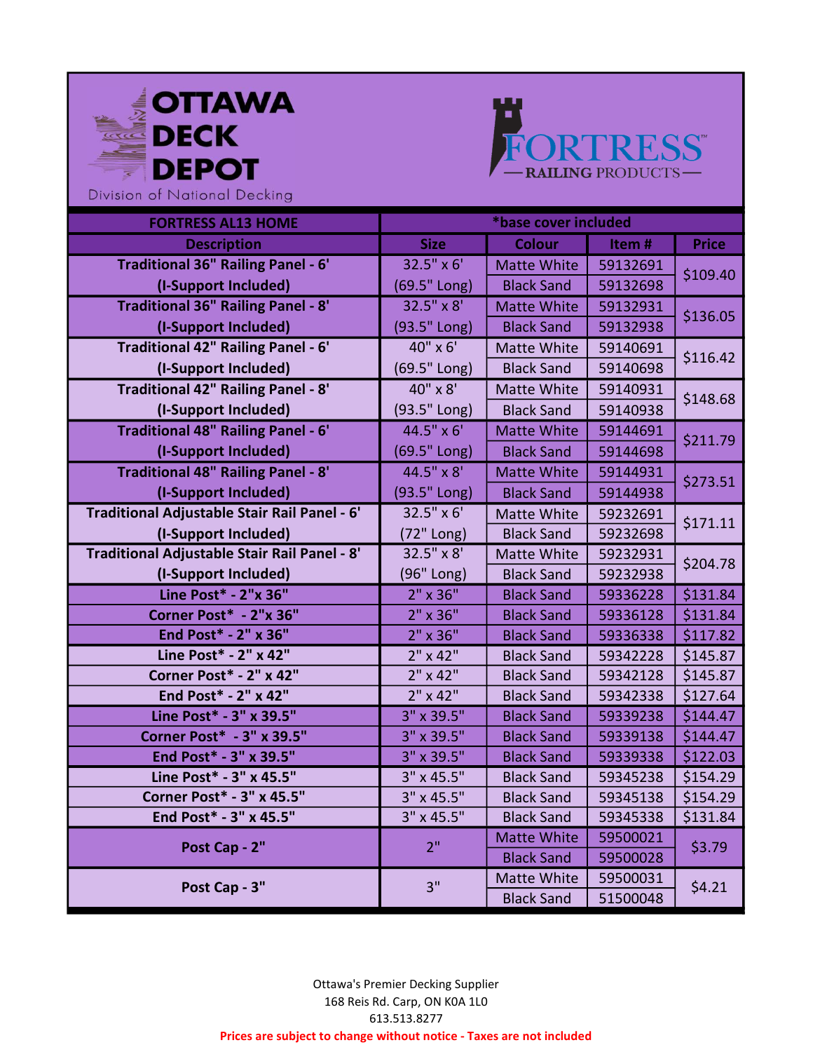# OTTAWA DECK DEPOT

Division of National Decking

FORTRESS RAILING PRODUCTS

| FORTRESS AL13 HOME | *base cover included | | | |
|---|---|---|---|---|
| Description | Size | Colour | Item # | Price |
| Traditional 36" Railing Panel - 6' (I-Support Included) | 32.5" x 6' (69.5" Long) | Matte White | 59132691 | $109.40 |
| | | Black Sand | 59132698 | |
| Traditional 36" Railing Panel - 8' (I-Support Included) | 32.5" x 8' (93.5" Long) | Matte White | 59132931 | $136.05 |
| | | Black Sand | 59132938 | |
| Traditional 42" Railing Panel - 6' (I-Support Included) | 40" x 6' (69.5" Long) | Matte White | 59140691 | $116.42 |
| | | Black Sand | 59140698 | |
| Traditional 42" Railing Panel - 8' (I-Support Included) | 40" x 8' (93.5" Long) | Matte White | 59140931 | $148.68 |
| | | Black Sand | 59140938 | |
| Traditional 48" Railing Panel - 6' (I-Support Included) | 44.5" x 6' (69.5" Long) | Matte White | 59144691 | $211.79 |
| | | Black Sand | 59144698 | |
| Traditional 48" Railing Panel - 8' (I-Support Included) | 44.5" x 8' (93.5" Long) | Matte White | 59144931 | $273.51 |
| | | Black Sand | 59144938 | |
| Traditional Adjustable Stair Rail Panel - 6' (I-Support Included) | 32.5" x 6' (72" Long) | Matte White | 59232691 | $171.11 |
| | | Black Sand | 59232698 | |
| Traditional Adjustable Stair Rail Panel - 8' (I-Support Included) | 32.5" x 8' (96" Long) | Matte White | 59232931 | $204.78 |
| | | Black Sand | 59232938 | |
| Line Post* - 2"x 36" | 2" x 36" | Black Sand | 59336228 | $131.84 |
| Corner Post* - 2"x 36" | 2" x 36" | Black Sand | 59336128 | $131.84 |
| End Post* - 2" x 36" | 2" x 36" | Black Sand | 59336338 | $117.82 |
| Line Post* - 2" x 42" | 2" x 42" | Black Sand | 59342228 | $145.87 |
| Corner Post* - 2" x 42" | 2" x 42" | Black Sand | 59342128 | $145.87 |
| End Post* - 2" x 42" | 2" x 42" | Black Sand | 59342338 | $127.64 |
| Line Post* - 3" x 39.5" | 3" x 39.5" | Black Sand | 59339238 | $144.47 |
| Corner Post* - 3" x 39.5" | 3" x 39.5" | Black Sand | 59339138 | $144.47 |
| End Post* - 3" x 39.5" | 3" x 39.5" | Black Sand | 59339338 | $122.03 |
| Line Post* - 3" x 45.5" | 3" x 45.5" | Black Sand | 59345238 | $154.29 |
| Corner Post* - 3" x 45.5" | 3" x 45.5" | Black Sand | 59345138 | $154.29 |
| End Post* - 3" x 45.5" | 3" x 45.5" | Black Sand | 59345338 | $131.84 |
| Post Cap - 2" | 2" | Matte White | 59500021 | $3.79 |
| | | Black Sand | 59500028 | |
| Post Cap - 3" | 3" | Matte White | 59500031 | $4.21 |
| | | Black Sand | 51500048 | |

Ottawa's Premier Decking Supplier
168 Reis Rd. Carp, ON K0A 1L0
613.513.8277

**Prices are subject to change without notice - Taxes are not included**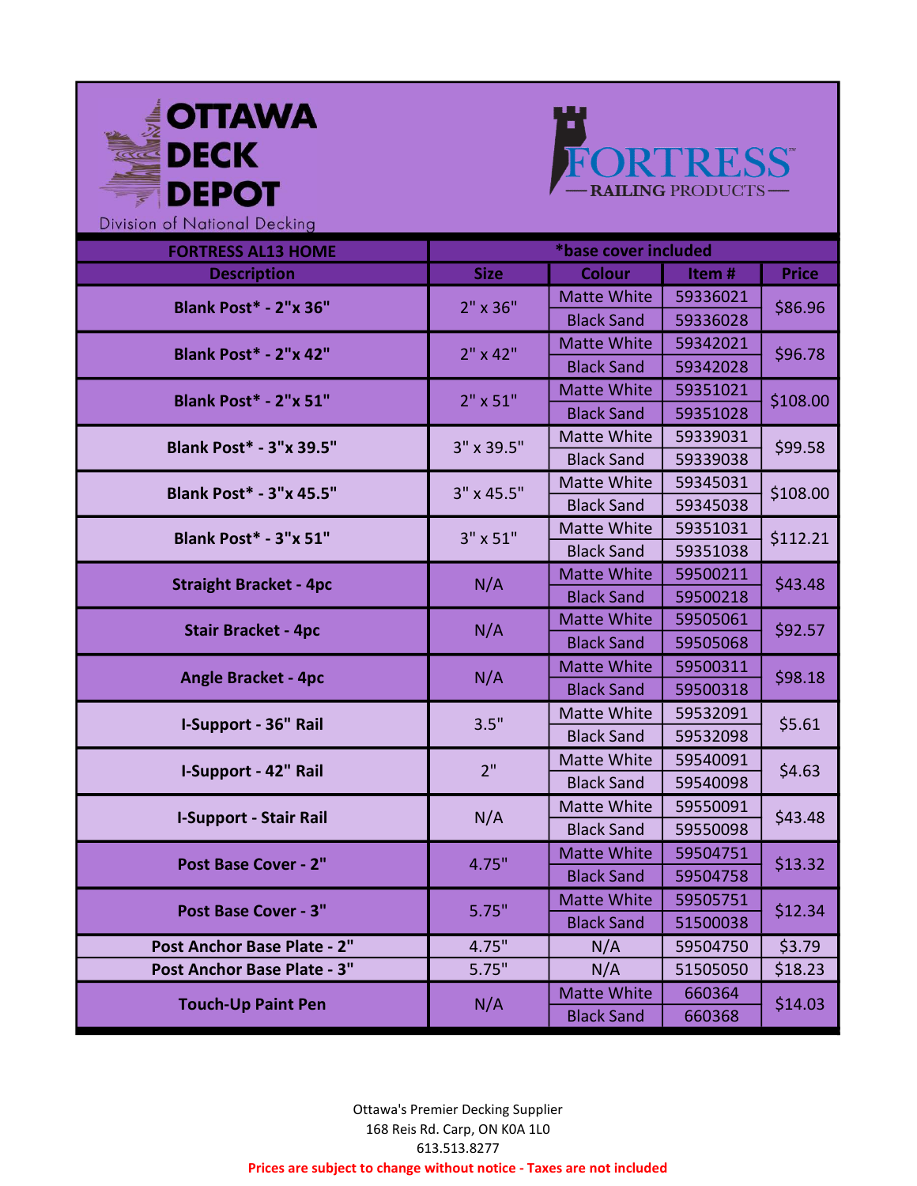OTTAWA DECK DEPOT

Division of National Decking

FORTRESS RAILING PRODUCTS

| FORTRESS AL13 HOME | *base cover included | | | |
|---|---|---|---|---|
| Description | Size | Colour | Item # | Price |
| Blank Post* - 2"x 36" | 2" x 36" | Matte White | 59336021 | $86.96 |
| | | Black Sand | 59336028 | |
| Blank Post* - 2"x 42" | 2" x 42" | Matte White | 59342021 | $96.78 |
| | | Black Sand | 59342028 | |
| Blank Post* - 2"x 51" | 2" x 51" | Matte White | 59351021 | $108.00 |
| | | Black Sand | 59351028 | |
| Blank Post* - 3"x 39.5" | 3" x 39.5" | Matte White | 59339031 | $99.58 |
| | | Black Sand | 59339038 | |
| Blank Post* - 3"x 45.5" | 3" x 45.5" | Matte White | 59345031 | $108.00 |
| | | Black Sand | 59345038 | |
| Blank Post* - 3"x 51" | 3" x 51" | Matte White | 59351031 | $112.21 |
| | | Black Sand | 59351038 | |
| Straight Bracket - 4pc | N/A | Matte White | 59500211 | $43.48 |
| | | Black Sand | 59500218 | |
| Stair Bracket - 4pc | N/A | Matte White | 59505061 | $92.57 |
| | | Black Sand | 59505068 | |
| Angle Bracket - 4pc | N/A | Matte White | 59500311 | $98.18 |
| | | Black Sand | 59500318 | |
| I-Support - 36" Rail | 3.5" | Matte White | 59532091 | $5.61 |
| | | Black Sand | 59532098 | |
| I-Support - 42" Rail | 2" | Matte White | 59540091 | $4.63 |
| | | Black Sand | 59540098 | |
| I-Support - Stair Rail | N/A | Matte White | 59550091 | $43.48 |
| | | Black Sand | 59550098 | |
| Post Base Cover - 2" | 4.75" | Matte White | 59504751 | $13.32 |
| | | Black Sand | 59504758 | |
| Post Base Cover - 3" | 5.75" | Matte White | 59505751 | $12.34 |
| | | Black Sand | 51500038 | |
| Post Anchor Base Plate - 2" | 4.75" | N/A | 59504750 | $3.79 |
| Post Anchor Base Plate - 3" | 5.75" | N/A | 51505050 | $18.23 |
| Touch-Up Paint Pen | N/A | Matte White | 660364 | $14.03 |
| | | Black Sand | 660368 | |

Ottawa's Premier Decking Supplier
168 Reis Rd. Carp, ON K0A 1L0
613.513.8277

**Prices are subject to change without notice - Taxes are not included**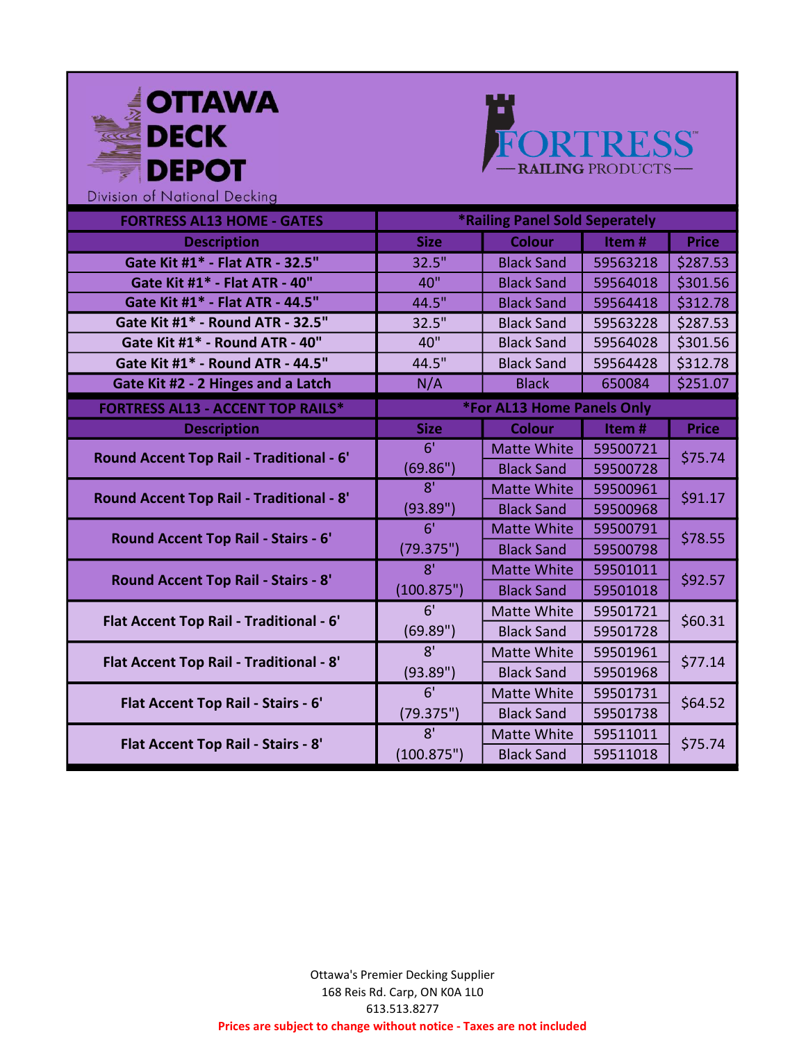**OTTAWA DECK DEPOT**
Division of National Decking

**FORTRESS RAILING PRODUCTS**

| FORTRESS AL13 HOME - GATES | *Railing Panel Sold Seperately | | | |
|---|---|---|---|---|
| **Description** | **Size** | **Colour** | **Item #** | **Price** |
| Gate Kit #1* - Flat ATR - 32.5" | 32.5" | Black Sand | 59563218 | $287.53 |
| Gate Kit #1* - Flat ATR - 40" | 40" | Black Sand | 59564018 | $301.56 |
| Gate Kit #1* - Flat ATR - 44.5" | 44.5" | Black Sand | 59564418 | $312.78 |
| Gate Kit #1* - Round ATR - 32.5" | 32.5" | Black Sand | 59563228 | $287.53 |
| Gate Kit #1* - Round ATR - 40" | 40" | Black Sand | 59564028 | $301.56 |
| Gate Kit #1* - Round ATR - 44.5" | 44.5" | Black Sand | 59564428 | $312.78 |
| Gate Kit #2 - 2 Hinges and a Latch | N/A | Black | 650084 | $251.07 |

| FORTRESS AL13 - ACCENT TOP RAILS* | *For AL13 Home Panels Only | | | |
|---|---|---|---|---|
| **Description** | **Size** | **Colour** | **Item #** | **Price** |
| Round Accent Top Rail - Traditional - 6' | 6' (69.86") | Matte White | 59500721 | $75.74 |
| | | Black Sand | 59500728 | |
| Round Accent Top Rail - Traditional - 8' | 8' (93.89") | Matte White | 59500961 | $91.17 |
| | | Black Sand | 59500968 | |
| Round Accent Top Rail - Stairs - 6' | 6' (79.375") | Matte White | 59500791 | $78.55 |
| | | Black Sand | 59500798 | |
| Round Accent Top Rail - Stairs - 8' | 8' (100.875") | Matte White | 59501011 | $92.57 |
| | | Black Sand | 59501018 | |
| Flat Accent Top Rail - Traditional - 6' | 6' (69.89") | Matte White | 59501721 | $60.31 |
| | | Black Sand | 59501728 | |
| Flat Accent Top Rail - Traditional - 8' | 8' (93.89") | Matte White | 59501961 | $77.14 |
| | | Black Sand | 59501968 | |
| Flat Accent Top Rail - Stairs - 6' | 6' (79.375") | Matte White | 59501731 | $64.52 |
| | | Black Sand | 59501738 | |
| Flat Accent Top Rail - Stairs - 8' | 8' (100.875") | Matte White | 59511011 | $75.74 |
| | | Black Sand | 59511018 | |

Ottawa's Premier Decking Supplier
168 Reis Rd. Carp, ON K0A 1L0
613.513.8277
**Prices are subject to change without notice - Taxes are not included**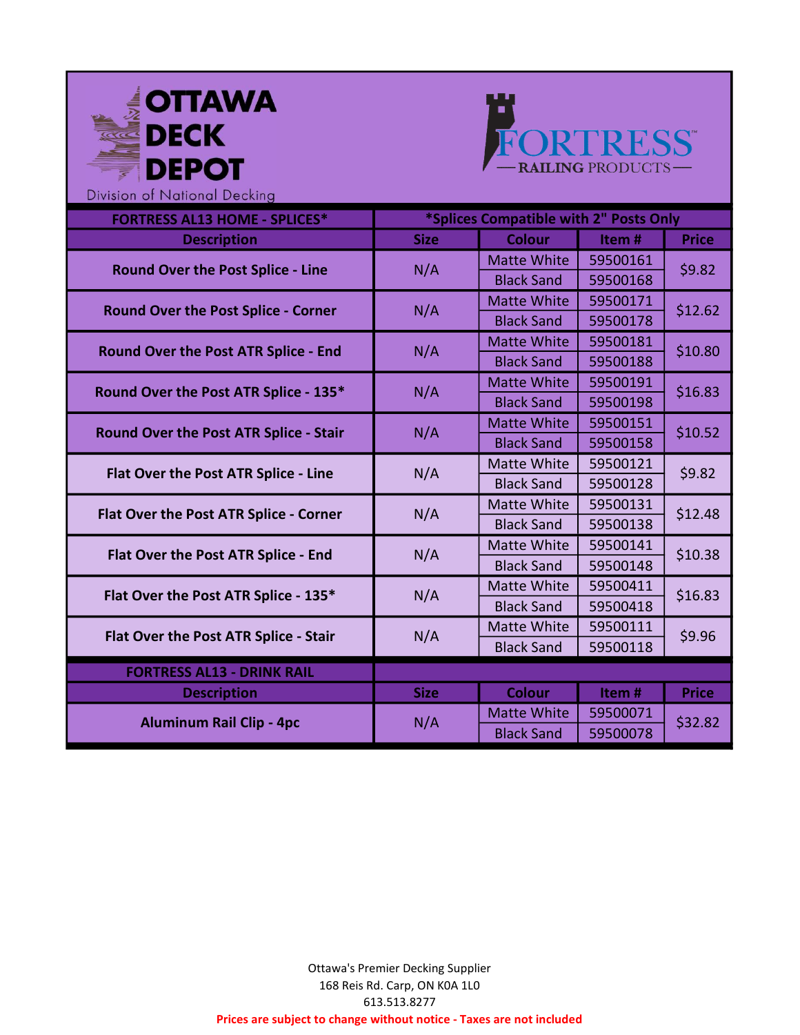OTTAWA DECK DEPOT
Division of National Decking

FORTRESS RAILING PRODUCTS

| FORTRESS AL13 HOME - SPLICES* | *Splices Compatible with 2" Posts Only | | | |
|---|---|---|---|---|
| **Description** | **Size** | **Colour** | **Item #** | **Price** |
| Round Over the Post Splice - Line | N/A | Matte White | 59500161 | $9.82 |
| | | Black Sand | 59500168 | |
| Round Over the Post Splice - Corner | N/A | Matte White | 59500171 | $12.62 |
| | | Black Sand | 59500178 | |
| Round Over the Post ATR Splice - End | N/A | Matte White | 59500181 | $10.80 |
| | | Black Sand | 59500188 | |
| Round Over the Post ATR Splice - 135* | N/A | Matte White | 59500191 | $16.83 |
| | | Black Sand | 59500198 | |
| Round Over the Post ATR Splice - Stair | N/A | Matte White | 59500151 | $10.52 |
| | | Black Sand | 59500158 | |
| Flat Over the Post ATR Splice - Line | N/A | Matte White | 59500121 | $9.82 |
| | | Black Sand | 59500128 | |
| Flat Over the Post ATR Splice - Corner | N/A | Matte White | 59500131 | $12.48 |
| | | Black Sand | 59500138 | |
| Flat Over the Post ATR Splice - End | N/A | Matte White | 59500141 | $10.38 |
| | | Black Sand | 59500148 | |
| Flat Over the Post ATR Splice - 135* | N/A | Matte White | 59500411 | $16.83 |
| | | Black Sand | 59500418 | |
| Flat Over the Post ATR Splice - Stair | N/A | Matte White | 59500111 | $9.96 |
| | | Black Sand | 59500118 | |

| FORTRESS AL13 - DRINK RAIL | | | | |
|---|---|---|---|---|
| **Description** | **Size** | **Colour** | **Item #** | **Price** |
| Aluminum Rail Clip - 4pc | N/A | Matte White | 59500071 | $32.82 |
| | | Black Sand | 59500078 | |

Ottawa's Premier Decking Supplier
168 Reis Rd. Carp, ON K0A 1L0
613.513.8277
**Prices are subject to change without notice - Taxes are not included**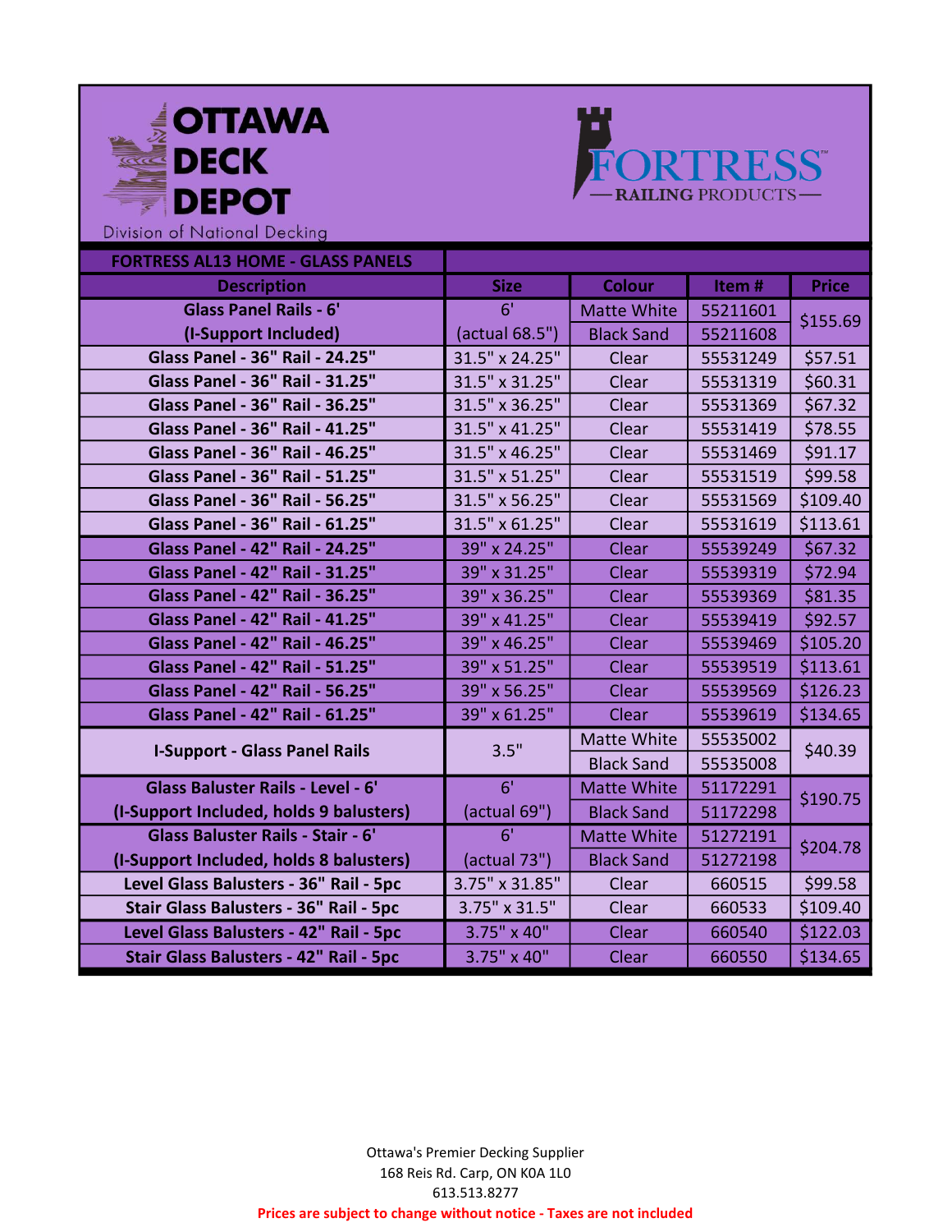# OTTAWA DECK DEPOT

Division of National Decking

FORTRESS — RAILING PRODUCTS —

## FORTRESS AL13 HOME - GLASS PANELS

| Description | Size | Colour | Item # | Price |
|---|---|---|---|---|
| Glass Panel Rails - 6' (I-Support Included) | 6' (actual 68.5") | Matte White | 55211601 | $155.69 |
| | | Black Sand | 55211608 | |
| Glass Panel - 36" Rail - 24.25" | 31.5" x 24.25" | Clear | 55531249 | $57.51 |
| Glass Panel - 36" Rail - 31.25" | 31.5" x 31.25" | Clear | 55531319 | $60.31 |
| Glass Panel - 36" Rail - 36.25" | 31.5" x 36.25" | Clear | 55531369 | $67.32 |
| Glass Panel - 36" Rail - 41.25" | 31.5" x 41.25" | Clear | 55531419 | $78.55 |
| Glass Panel - 36" Rail - 46.25" | 31.5" x 46.25" | Clear | 55531469 | $91.17 |
| Glass Panel - 36" Rail - 51.25" | 31.5" x 51.25" | Clear | 55531519 | $99.58 |
| Glass Panel - 36" Rail - 56.25" | 31.5" x 56.25" | Clear | 55531569 | $109.40 |
| Glass Panel - 36" Rail - 61.25" | 31.5" x 61.25" | Clear | 55531619 | $113.61 |
| Glass Panel - 42" Rail - 24.25" | 39" x 24.25" | Clear | 55539249 | $67.32 |
| Glass Panel - 42" Rail - 31.25" | 39" x 31.25" | Clear | 55539319 | $72.94 |
| Glass Panel - 42" Rail - 36.25" | 39" x 36.25" | Clear | 55539369 | $81.35 |
| Glass Panel - 42" Rail - 41.25" | 39" x 41.25" | Clear | 55539419 | $92.57 |
| Glass Panel - 42" Rail - 46.25" | 39" x 46.25" | Clear | 55539469 | $105.20 |
| Glass Panel - 42" Rail - 51.25" | 39" x 51.25" | Clear | 55539519 | $113.61 |
| Glass Panel - 42" Rail - 56.25" | 39" x 56.25" | Clear | 55539569 | $126.23 |
| Glass Panel - 42" Rail - 61.25" | 39" x 61.25" | Clear | 55539619 | $134.65 |
| I-Support - Glass Panel Rails | 3.5" | Matte White | 55535002 | $40.39 |
| | | Black Sand | 55535008 | |
| Glass Baluster Rails - Level - 6' (I-Support Included, holds 9 balusters) | 6' (actual 69") | Matte White | 51172291 | $190.75 |
| | | Black Sand | 51172298 | |
| Glass Baluster Rails - Stair - 6' (I-Support Included, holds 8 balusters) | 6' (actual 73") | Matte White | 51272191 | $204.78 |
| | | Black Sand | 51272198 | |
| Level Glass Balusters - 36" Rail - 5pc | 3.75" x 31.85" | Clear | 660515 | $99.58 |
| Stair Glass Balusters - 36" Rail - 5pc | 3.75" x 31.5" | Clear | 660533 | $109.40 |
| Level Glass Balusters - 42" Rail - 5pc | 3.75" x 40" | Clear | 660540 | $122.03 |
| Stair Glass Balusters - 42" Rail - 5pc | 3.75" x 40" | Clear | 660550 | $134.65 |

Ottawa's Premier Decking Supplier
168 Reis Rd. Carp, ON K0A 1L0
613.513.8277
**Prices are subject to change without notice - Taxes are not included**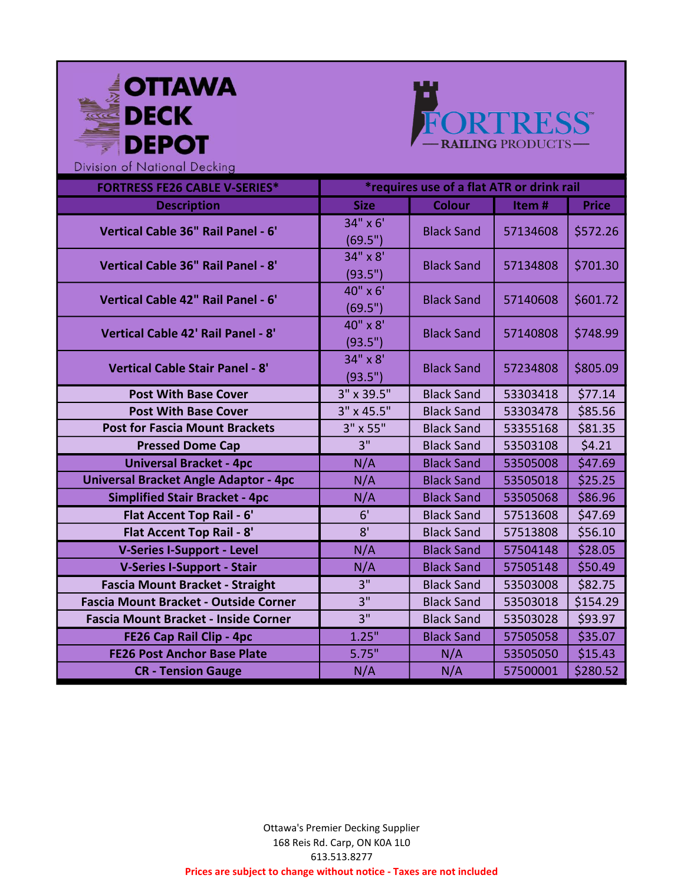OTTAWA DECK DEPOT

Division of National Decking

FORTRESS RAILING PRODUCTS

| FORTRESS FE26 CABLE V-SERIES* | *requires use of a flat ATR or drink rail | | | |
|---|---|---|---|---|
| **Description** | **Size** | **Colour** | **Item #** | **Price** |
| **Vertical Cable 36" Rail Panel - 6'** | 34" x 6' (69.5") | Black Sand | 57134608 | $572.26 |
| **Vertical Cable 36" Rail Panel - 8'** | 34" x 8' (93.5") | Black Sand | 57134808 | $701.30 |
| **Vertical Cable 42" Rail Panel - 6'** | 40" x 6' (69.5") | Black Sand | 57140608 | $601.72 |
| **Vertical Cable 42' Rail Panel - 8'** | 40" x 8' (93.5") | Black Sand | 57140808 | $748.99 |
| **Vertical Cable Stair Panel - 8'** | 34" x 8' (93.5") | Black Sand | 57234808 | $805.09 |
| **Post With Base Cover** | 3" x 39.5" | Black Sand | 53303418 | $77.14 |
| **Post With Base Cover** | 3" x 45.5" | Black Sand | 53303478 | $85.56 |
| **Post for Fascia Mount Brackets** | 3" x 55" | Black Sand | 53355168 | $81.35 |
| **Pressed Dome Cap** | 3" | Black Sand | 53503108 | $4.21 |
| **Universal Bracket - 4pc** | N/A | Black Sand | 53505008 | $47.69 |
| **Universal Bracket Angle Adaptor - 4pc** | N/A | Black Sand | 53505018 | $25.25 |
| **Simplified Stair Bracket - 4pc** | N/A | Black Sand | 53505068 | $86.96 |
| **Flat Accent Top Rail - 6'** | 6' | Black Sand | 57513608 | $47.69 |
| **Flat Accent Top Rail - 8'** | 8' | Black Sand | 57513808 | $56.10 |
| **V-Series I-Support - Level** | N/A | Black Sand | 57504148 | $28.05 |
| **V-Series I-Support - Stair** | N/A | Black Sand | 57505148 | $50.49 |
| **Fascia Mount Bracket - Straight** | 3" | Black Sand | 53503008 | $82.75 |
| **Fascia Mount Bracket - Outside Corner** | 3" | Black Sand | 53503018 | $154.29 |
| **Fascia Mount Bracket - Inside Corner** | 3" | Black Sand | 53503028 | $93.97 |
| **FE26 Cap Rail Clip - 4pc** | 1.25" | Black Sand | 57505058 | $35.07 |
| **FE26 Post Anchor Base Plate** | 5.75" | N/A | 53505050 | $15.43 |
| **CR - Tension Gauge** | N/A | N/A | 57500001 | $280.52 |

Ottawa's Premier Decking Supplier
168 Reis Rd. Carp, ON K0A 1L0
613.513.8277

**Prices are subject to change without notice - Taxes are not included**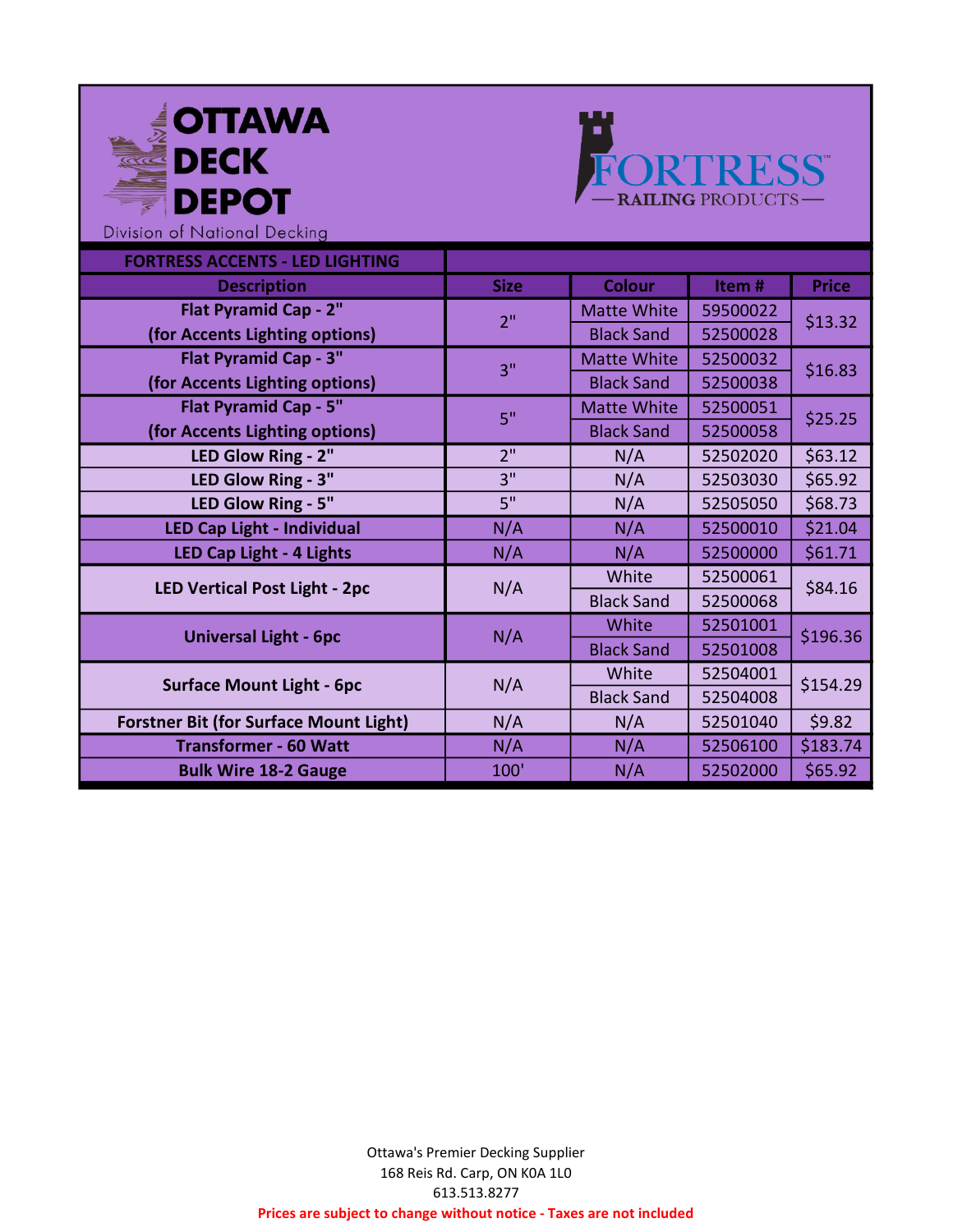OTTAWA DECK DEPOT

Division of National Decking

FORTRESS RAILING PRODUCTS

| FORTRESS ACCENTS - LED LIGHTING | | | | |
|---|---|---|---|---|
| **Description** | **Size** | **Colour** | **Item #** | **Price** |
| Flat Pyramid Cap - 2" (for Accents Lighting options) | 2" | Matte White | 59500022 | $13.32 |
| | | Black Sand | 52500028 | |
| Flat Pyramid Cap - 3" (for Accents Lighting options) | 3" | Matte White | 52500032 | $16.83 |
| | | Black Sand | 52500038 | |
| Flat Pyramid Cap - 5" (for Accents Lighting options) | 5" | Matte White | 52500051 | $25.25 |
| | | Black Sand | 52500058 | |
| LED Glow Ring - 2" | 2" | N/A | 52502020 | $63.12 |
| LED Glow Ring - 3" | 3" | N/A | 52503030 | $65.92 |
| LED Glow Ring - 5" | 5" | N/A | 52505050 | $68.73 |
| LED Cap Light - Individual | N/A | N/A | 52500010 | $21.04 |
| LED Cap Light - 4 Lights | N/A | N/A | 52500000 | $61.71 |
| LED Vertical Post Light - 2pc | N/A | White | 52500061 | $84.16 |
| | | Black Sand | 52500068 | |
| Universal Light - 6pc | N/A | White | 52501001 | $196.36 |
| | | Black Sand | 52501008 | |
| Surface Mount Light - 6pc | N/A | White | 52504001 | $154.29 |
| | | Black Sand | 52504008 | |
| Forstner Bit (for Surface Mount Light) | N/A | N/A | 52501040 | $9.82 |
| Transformer - 60 Watt | N/A | N/A | 52506100 | $183.74 |
| Bulk Wire 18-2 Gauge | 100' | N/A | 52502000 | $65.92 |

Ottawa's Premier Decking Supplier
168 Reis Rd. Carp, ON K0A 1L0
613.513.8277

**Prices are subject to change without notice - Taxes are not included**